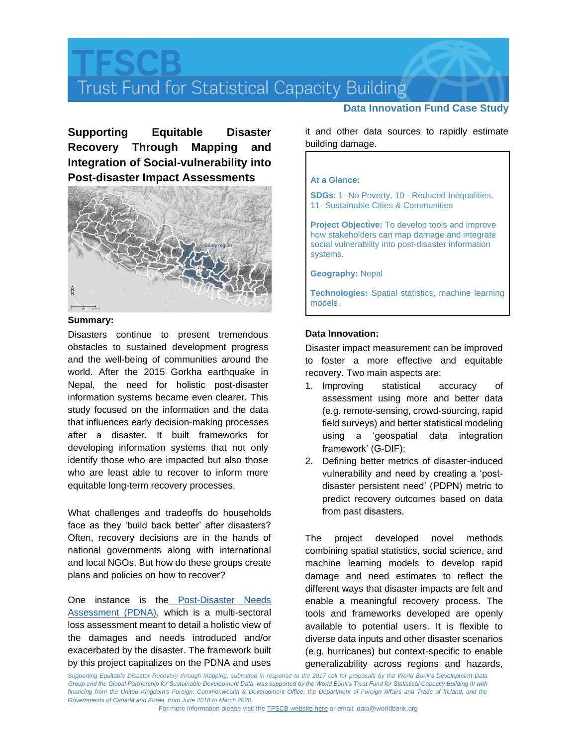# TFSCB

Trust Fund for Statistical Capacity Building

**Data Innovation Fund Case Study**

## Supporting Equitable Disaster Recovery Through Mapping and Integration of Social-vulnerability into Post-disaster Impact Assessments

**Summary:**

Disasters continue to present tremendous obstacles to sustained development progress and the well-being of communities around the world. After the 2015 Gorkha earthquake in Nepal, the need for holistic post-disaster information systems became even clearer. This study focused on the information and the data that influences early decision-making processes after a disaster. It built frameworks for developing information systems that not only identify those who are impacted but also those who are least able to recover to inform more equitable long-term recovery processes.

What challenges and tradeoffs do households face as they 'build back better' after disasters? Often, recovery decisions are in the hands of national governments along with international and local NGOs. But how do these groups create plans and policies on how to recover?

One instance is the [Post-Disaster Needs Assessment (PDNA)](), which is a multi-sectoral loss assessment meant to detail a holistic view of the damages and needs introduced and/or exacerbated by the disaster. The framework built by this project capitalizes on the PDNA and uses it and other data sources to rapidly estimate building damage.

> **At a Glance:**
>
> **SDGs**: 1- No Poverty, 10 - Reduced Inequalities, 11- Sustainable Cities & Communities
>
> **Project Objective:** To develop tools and improve how stakeholders can map damage and integrate social vulnerability into post-disaster information systems.
>
> **Geography:** Nepal
>
> **Technologies:** Spatial statistics, machine learning models.

**Data Innovation:**

Disaster impact measurement can be improved to foster a more effective and equitable recovery. Two main aspects are:

1. Improving statistical accuracy of assessment using more and better data (e.g. remote-sensing, crowd-sourcing, rapid field surveys) and better statistical modeling using a 'geospatial data integration framework' (G-DIF);
2. Defining better metrics of disaster-induced vulnerability and need by creating a 'post-disaster persistent need' (PDPN) metric to predict recovery outcomes based on data from past disasters.

The project developed novel methods combining spatial statistics, social science, and machine learning models to develop rapid damage and need estimates to reflect the different ways that disaster impacts are felt and enable a meaningful recovery process. The tools and frameworks developed are openly available to potential users. It is flexible to diverse data inputs and other disaster scenarios (e.g. hurricanes) but context-specific to enable generalizability across regions and hazards,

*Supporting Equitable Disaster Recovery through Mapping, submitted in response to the 2017 call for proposals by the World Bank's Development Data Group and the Global Partnership for Sustainable Development Data, was supported by the World Bank's Trust Fund for Statistical Capacity Building III with financing from the United Kingdom's Foreign, Commonwealth & Development Office, the Department of Foreign Affairs and Trade of Ireland, and the Governments of Canada and Korea, from June 2018 to March 2020.*

For more information please visit the [TFSCB website here]() or email: data@worldbank.org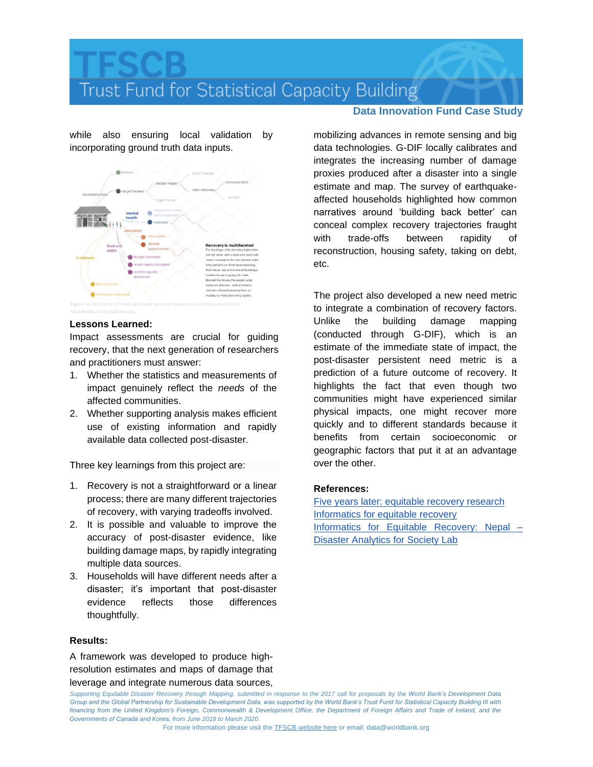while also ensuring local validation by incorporating ground truth data inputs.

finished
not yet finished
reconstruction
smaller house
bigger house
same materials
safer materials
increased debt
no debt
mental health
no post-traumatic stress indicated
indicated
education
interrupted
missed opportunities
food and water
hunger increased
water supply disrupted
nutrition quality decreased
livelihoods
jobs disrupted
remittances disrupted

**Recovery is multifaceted**
For any large crisis, recovery trajectories are not linear, lack a clear end-point and rarely converge to the pre-disaster state. A household can finish reconstructing their house, but at the cost of building a smaller house or going into debt. Beyond the house, *the people living inside* are affected - with emotional stresses, delayed opportunities, or inability to meet prior living quality.

Figure: An illustration of the multifaceted nature of recovery for earthquake-affected households. Credit: Sabine Loos.

**Lessons Learned:**

Impact assessments are crucial for guiding recovery, that the next generation of researchers and practitioners must answer:

1. Whether the statistics and measurements of impact genuinely reflect the *needs* of the affected communities.
2. Whether supporting analysis makes efficient use of existing information and rapidly available data collected post-disaster.

Three key learnings from this project are:

1. Recovery is not a straightforward or a linear process; there are many different trajectories of recovery, with varying tradeoffs involved.
2. It is possible and valuable to improve the accuracy of post-disaster evidence, like building damage maps, by rapidly integrating multiple data sources.
3. Households will have different needs after a disaster; it's important that post-disaster evidence reflects those differences thoughtfully.

**Results:**

A framework was developed to produce high-resolution estimates and maps of damage that leverage and integrate numerous data sources, mobilizing advances in remote sensing and big data technologies. G-DIF locally calibrates and integrates the increasing number of damage proxies produced after a disaster into a single estimate and map. The survey of earthquake-affected households highlighted how common narratives around 'building back better' can conceal complex recovery trajectories fraught with trade-offs between rapidity of reconstruction, housing safety, taking on debt, etc.

The project also developed a new need metric to integrate a combination of recovery factors. Unlike the building damage mapping (conducted through G-DIF), which is an estimate of the immediate state of impact, the post-disaster persistent need metric is a prediction of a future outcome of recovery. It highlights the fact that even though two communities might have experienced similar physical impacts, one might recover more quickly and to different standards because it benefits from certain socioeconomic or geographic factors that put it at an advantage over the other.

**References:**

[Five years later: equitable recovery research](#)
[Informatics for equitable recovery](#)
[Informatics for Equitable Recovery: Nepal – Disaster Analytics for Society Lab](#)